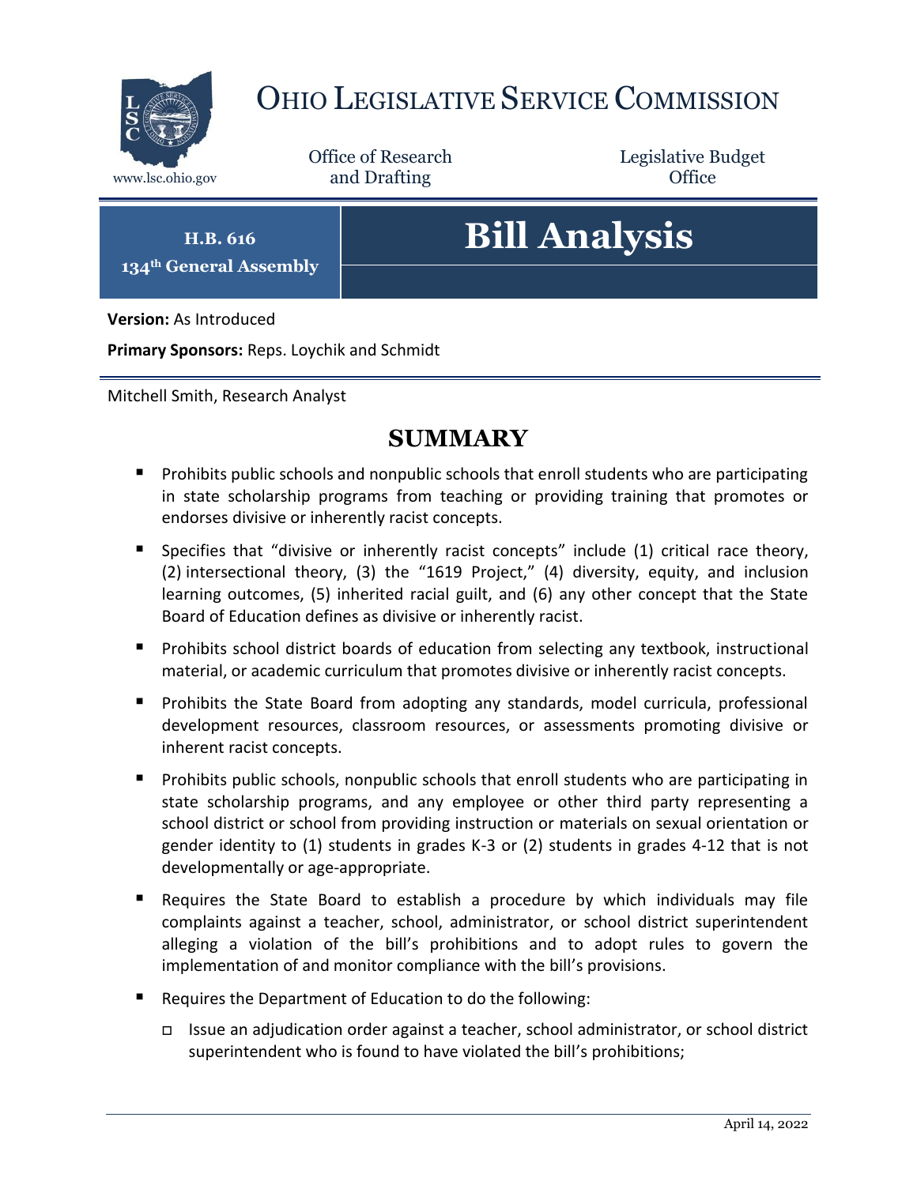# OHIO LEGISLATIVE SERVICE COMMISSION

www.lsc.ohio.gov

Office of Research and Drafting

Legislative Budget Office

**H.B. 616**
**134th General Assembly**

# Bill Analysis

**Version:** As Introduced

**Primary Sponsors:** Reps. Loychik and Schmidt

Mitchell Smith, Research Analyst

## SUMMARY

- Prohibits public schools and nonpublic schools that enroll students who are participating in state scholarship programs from teaching or providing training that promotes or endorses divisive or inherently racist concepts.
- Specifies that "divisive or inherently racist concepts" include (1) critical race theory, (2) intersectional theory, (3) the "1619 Project," (4) diversity, equity, and inclusion learning outcomes, (5) inherited racial guilt, and (6) any other concept that the State Board of Education defines as divisive or inherently racist.
- Prohibits school district boards of education from selecting any textbook, instructional material, or academic curriculum that promotes divisive or inherently racist concepts.
- Prohibits the State Board from adopting any standards, model curricula, professional development resources, classroom resources, or assessments promoting divisive or inherent racist concepts.
- Prohibits public schools, nonpublic schools that enroll students who are participating in state scholarship programs, and any employee or other third party representing a school district or school from providing instruction or materials on sexual orientation or gender identity to (1) students in grades K-3 or (2) students in grades 4-12 that is not developmentally or age-appropriate.
- Requires the State Board to establish a procedure by which individuals may file complaints against a teacher, school, administrator, or school district superintendent alleging a violation of the bill's prohibitions and to adopt rules to govern the implementation of and monitor compliance with the bill's provisions.
- Requires the Department of Education to do the following:
  - Issue an adjudication order against a teacher, school administrator, or school district superintendent who is found to have violated the bill's prohibitions;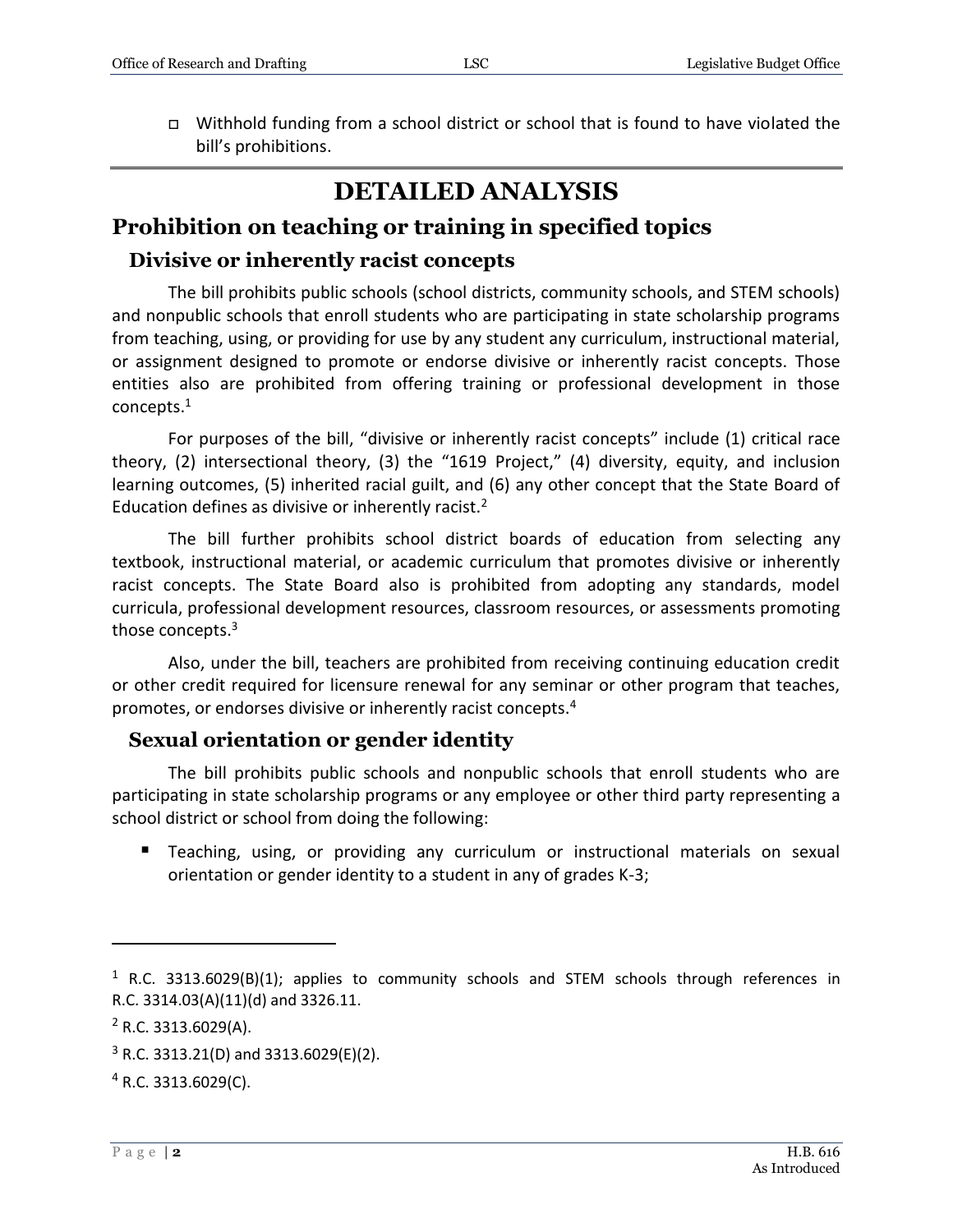- Withhold funding from a school district or school that is found to have violated the bill's prohibitions.

# DETAILED ANALYSIS

## Prohibition on teaching or training in specified topics

### Divisive or inherently racist concepts

The bill prohibits public schools (school districts, community schools, and STEM schools) and nonpublic schools that enroll students who are participating in state scholarship programs from teaching, using, or providing for use by any student any curriculum, instructional material, or assignment designed to promote or endorse divisive or inherently racist concepts. Those entities also are prohibited from offering training or professional development in those concepts.[1]

For purposes of the bill, "divisive or inherently racist concepts" include (1) critical race theory, (2) intersectional theory, (3) the "1619 Project," (4) diversity, equity, and inclusion learning outcomes, (5) inherited racial guilt, and (6) any other concept that the State Board of Education defines as divisive or inherently racist.[2]

The bill further prohibits school district boards of education from selecting any textbook, instructional material, or academic curriculum that promotes divisive or inherently racist concepts. The State Board also is prohibited from adopting any standards, model curricula, professional development resources, classroom resources, or assessments promoting those concepts.[3]

Also, under the bill, teachers are prohibited from receiving continuing education credit or other credit required for licensure renewal for any seminar or other program that teaches, promotes, or endorses divisive or inherently racist concepts.[4]

### Sexual orientation or gender identity

The bill prohibits public schools and nonpublic schools that enroll students who are participating in state scholarship programs or any employee or other third party representing a school district or school from doing the following:

- Teaching, using, or providing any curriculum or instructional materials on sexual orientation or gender identity to a student in any of grades K-3;

---

[1] R.C. 3313.6029(B)(1); applies to community schools and STEM schools through references in R.C. 3314.03(A)(11)(d) and 3326.11.

[2] R.C. 3313.6029(A).

[3] R.C. 3313.21(D) and 3313.6029(E)(2).

[4] R.C. 3313.6029(C).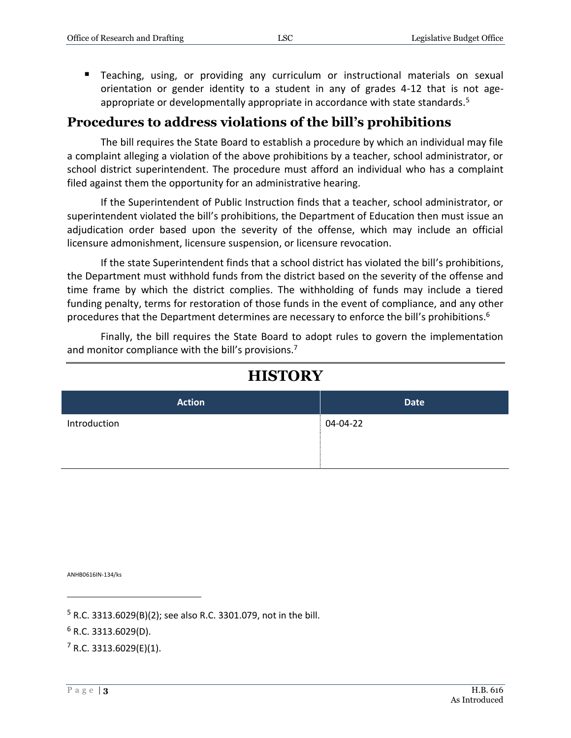- Teaching, using, or providing any curriculum or instructional materials on sexual orientation or gender identity to a student in any of grades 4-12 that is not age-appropriate or developmentally appropriate in accordance with state standards.[5]

## Procedures to address violations of the bill's prohibitions

The bill requires the State Board to establish a procedure by which an individual may file a complaint alleging a violation of the above prohibitions by a teacher, school administrator, or school district superintendent. The procedure must afford an individual who has a complaint filed against them the opportunity for an administrative hearing.

If the Superintendent of Public Instruction finds that a teacher, school administrator, or superintendent violated the bill's prohibitions, the Department of Education then must issue an adjudication order based upon the severity of the offense, which may include an official licensure admonishment, licensure suspension, or licensure revocation.

If the state Superintendent finds that a school district has violated the bill's prohibitions, the Department must withhold funds from the district based on the severity of the offense and time frame by which the district complies. The withholding of funds may include a tiered funding penalty, terms for restoration of those funds in the event of compliance, and any other procedures that the Department determines are necessary to enforce the bill's prohibitions.[6]

Finally, the bill requires the State Board to adopt rules to govern the implementation and monitor compliance with the bill's provisions.[7]

# HISTORY

| Action | Date |
|---|---|
| Introduction | 04-04-22 |

ANHB0616IN-134/ks

---

[5] R.C. 3313.6029(B)(2); see also R.C. 3301.079, not in the bill.

[6] R.C. 3313.6029(D).

[7] R.C. 3313.6029(E)(1).